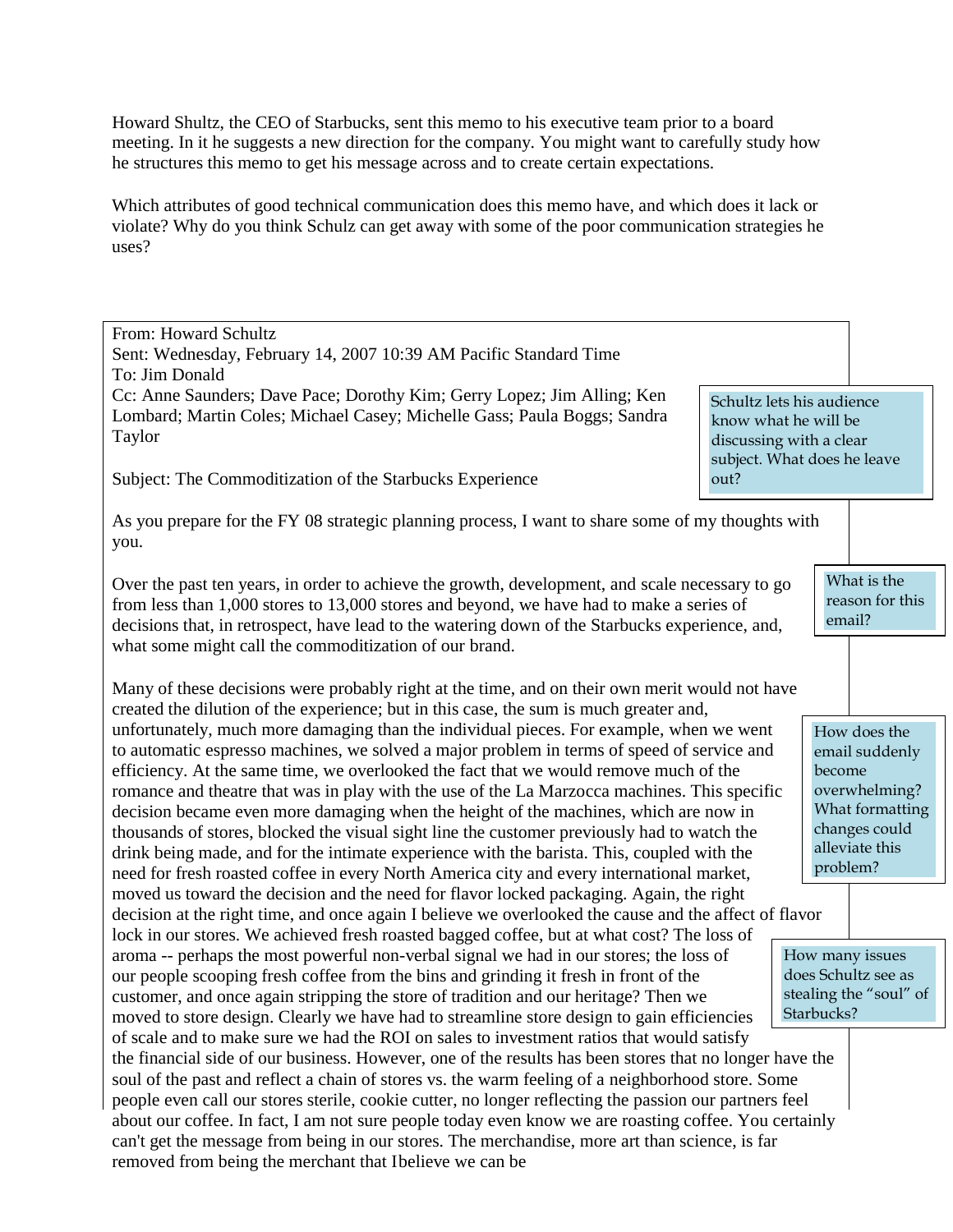Howard Shultz, the CEO of Starbucks, sent this memo to his executive team prior to a board meeting. In it he suggests a new direction for the company. You might want to carefully study how he structures this memo to get his message across and to create certain expectations.

Which attributes of good technical communication does this memo have, and which does it lack or violate? Why do you think Schulz can get away with some of the poor communication strategies he uses?

---

From: Howard Schultz
Sent: Wednesday, February 14, 2007 10:39 AM Pacific Standard Time
To: Jim Donald
Cc: Anne Saunders; Dave Pace; Dorothy Kim; Gerry Lopez; Jim Alling; Ken Lombard; Martin Coles; Michael Casey; Michelle Gass; Paula Boggs; Sandra Taylor

Subject: The Commoditization of the Starbucks Experience

> Schultz lets his audience know what he will be discussing with a clear subject. What does he leave out?

As you prepare for the FY 08 strategic planning process, I want to share some of my thoughts with you.

Over the past ten years, in order to achieve the growth, development, and scale necessary to go from less than 1,000 stores to 13,000 stores and beyond, we have had to make a series of decisions that, in retrospect, have lead to the watering down of the Starbucks experience, and, what some might call the commoditization of our brand.

> What is the reason for this email?

Many of these decisions were probably right at the time, and on their own merit would not have created the dilution of the experience; but in this case, the sum is much greater and, unfortunately, much more damaging than the individual pieces. For example, when we went to automatic espresso machines, we solved a major problem in terms of speed of service and efficiency. At the same time, we overlooked the fact that we would remove much of the romance and theatre that was in play with the use of the La Marzocca machines. This specific decision became even more damaging when the height of the machines, which are now in thousands of stores, blocked the visual sight line the customer previously had to watch the drink being made, and for the intimate experience with the barista. This, coupled with the need for fresh roasted coffee in every North America city and every international market, moved us toward the decision and the need for flavor locked packaging. Again, the right decision at the right time, and once again I believe we overlooked the cause and the affect of flavor lock in our stores. We achieved fresh roasted bagged coffee, but at what cost? The loss of aroma -- perhaps the most powerful non-verbal signal we had in our stores; the loss of our people scooping fresh coffee from the bins and grinding it fresh in front of the customer, and once again stripping the store of tradition and our heritage? Then we moved to store design. Clearly we have had to streamline store design to gain efficiencies of scale and to make sure we had the ROI on sales to investment ratios that would satisfy the financial side of our business. However, one of the results has been stores that no longer have the soul of the past and reflect a chain of stores vs. the warm feeling of a neighborhood store. Some people even call our stores sterile, cookie cutter, no longer reflecting the passion our partners feel about our coffee. In fact, I am not sure people today even know we are roasting coffee. You certainly can't get the message from being in our stores. The merchandise, more art than science, is far removed from being the merchant that Ibelieve we can be

> How does the email suddenly become overwhelming? What formatting changes could alleviate this problem?

> How many issues does Schultz see as stealing the "soul" of Starbucks?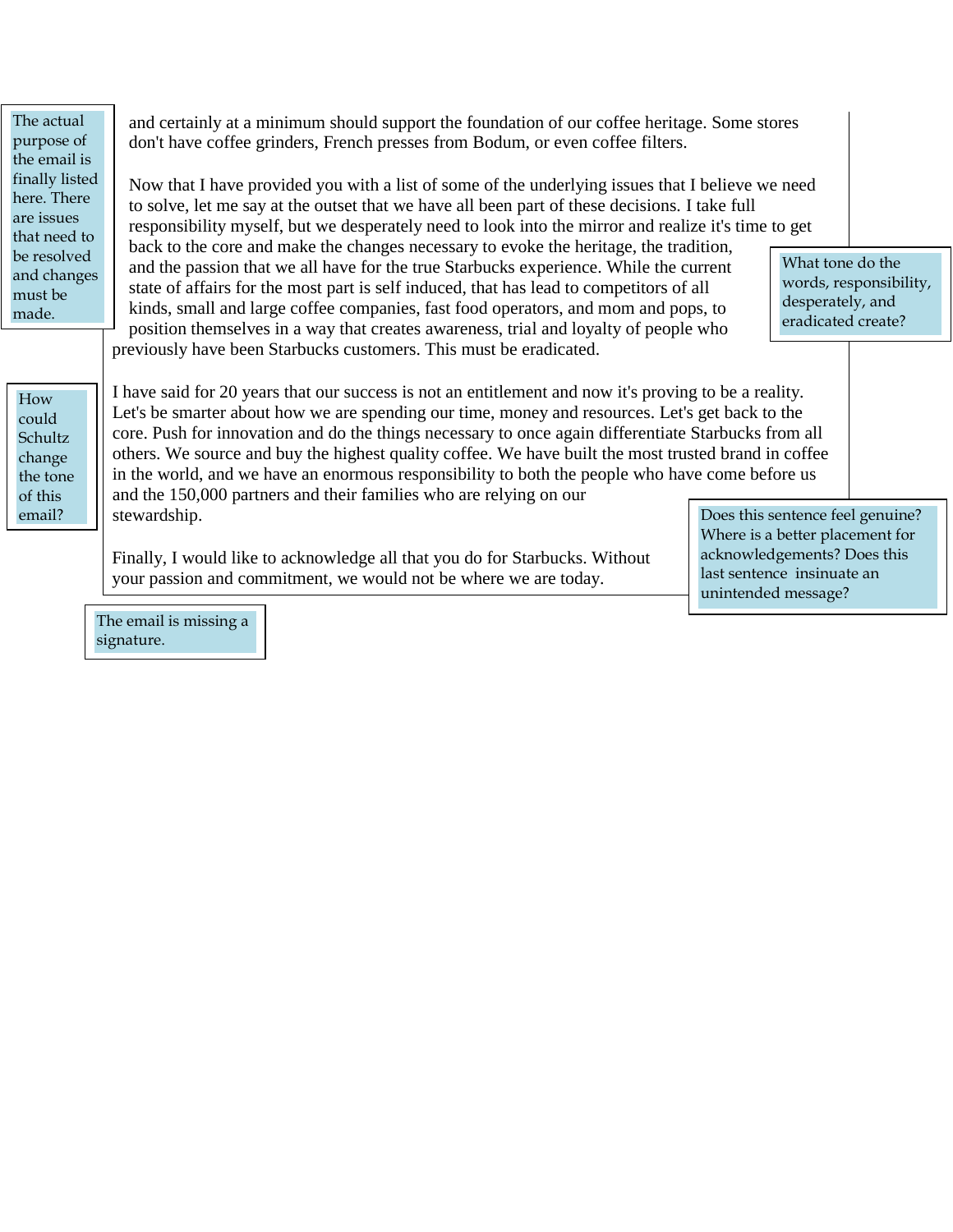and certainly at a minimum should support the foundation of our coffee heritage. Some stores don't have coffee grinders, French presses from Bodum, or even coffee filters.

> The actual purpose of the email is finally listed here. There are issues that need to be resolved and changes must be made.

Now that I have provided you with a list of some of the underlying issues that I believe we need to solve, let me say at the outset that we have all been part of these decisions. I take full responsibility myself, but we desperately need to look into the mirror and realize it's time to get back to the core and make the changes necessary to evoke the heritage, the tradition, and the passion that we all have for the true Starbucks experience. While the current state of affairs for the most part is self induced, that has lead to competitors of all kinds, small and large coffee companies, fast food operators, and mom and pops, to position themselves in a way that creates awareness, trial and loyalty of people who previously have been Starbucks customers. This must be eradicated.

> What tone do the words, responsibility, desperately, and eradicated create?

I have said for 20 years that our success is not an entitlement and now it's proving to be a reality. Let's be smarter about how we are spending our time, money and resources. Let's get back to the core. Push for innovation and do the things necessary to once again differentiate Starbucks from all others. We source and buy the highest quality coffee. We have built the most trusted brand in coffee in the world, and we have an enormous responsibility to both the people who have come before us and the 150,000 partners and their families who are relying on our stewardship.

> How could Schultz change the tone of this email?

Finally, I would like to acknowledge all that you do for Starbucks. Without your passion and commitment, we would not be where we are today.

> Does this sentence feel genuine? Where is a better placement for acknowledgements? Does this last sentence insinuate an unintended message?

> The email is missing a signature.